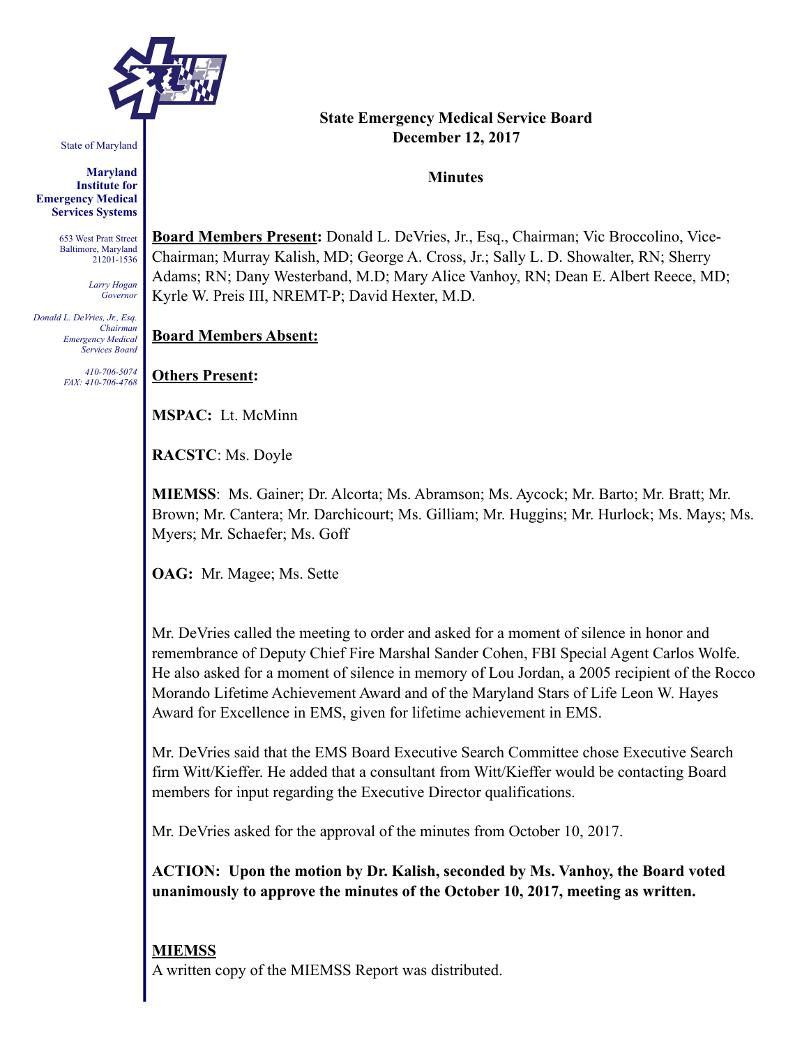State of Maryland

**Maryland Institute for Emergency Medical Services Systems**

653 West Pratt Street
Baltimore, Maryland
21201-1536

*Larry Hogan*
*Governor*

*Donald L. DeVries, Jr., Esq.*
*Chairman*
*Emergency Medical Services Board*

*410-706-5074*
*FAX: 410-706-4768*

**State Emergency Medical Service Board**
**December 12, 2017**

**Minutes**

**Board Members Present:** Donald L. DeVries, Jr., Esq., Chairman; Vic Broccolino, Vice-Chairman; Murray Kalish, MD; George A. Cross, Jr.; Sally L. D. Showalter, RN; Sherry Adams; RN; Dany Westerband, M.D; Mary Alice Vanhoy, RN; Dean E. Albert Reece, MD; Kyrle W. Preis III, NREMT-P; David Hexter, M.D.

**Board Members Absent:**

**Others Present:**

**MSPAC:** Lt. McMinn

**RACSTC**: Ms. Doyle

**MIEMSS**: Ms. Gainer; Dr. Alcorta; Ms. Abramson; Ms. Aycock; Mr. Barto; Mr. Bratt; Mr. Brown; Mr. Cantera; Mr. Darchicourt; Ms. Gilliam; Mr. Huggins; Mr. Hurlock; Ms. Mays; Ms. Myers; Mr. Schaefer; Ms. Goff

**OAG:** Mr. Magee; Ms. Sette

Mr. DeVries called the meeting to order and asked for a moment of silence in honor and remembrance of Deputy Chief Fire Marshal Sander Cohen, FBI Special Agent Carlos Wolfe. He also asked for a moment of silence in memory of Lou Jordan, a 2005 recipient of the Rocco Morando Lifetime Achievement Award and of the Maryland Stars of Life Leon W. Hayes Award for Excellence in EMS, given for lifetime achievement in EMS.

Mr. DeVries said that the EMS Board Executive Search Committee chose Executive Search firm Witt/Kieffer. He added that a consultant from Witt/Kieffer would be contacting Board members for input regarding the Executive Director qualifications.

Mr. DeVries asked for the approval of the minutes from October 10, 2017.

**ACTION: Upon the motion by Dr. Kalish, seconded by Ms. Vanhoy, the Board voted unanimously to approve the minutes of the October 10, 2017, meeting as written.**

**MIEMSS**

A written copy of the MIEMSS Report was distributed.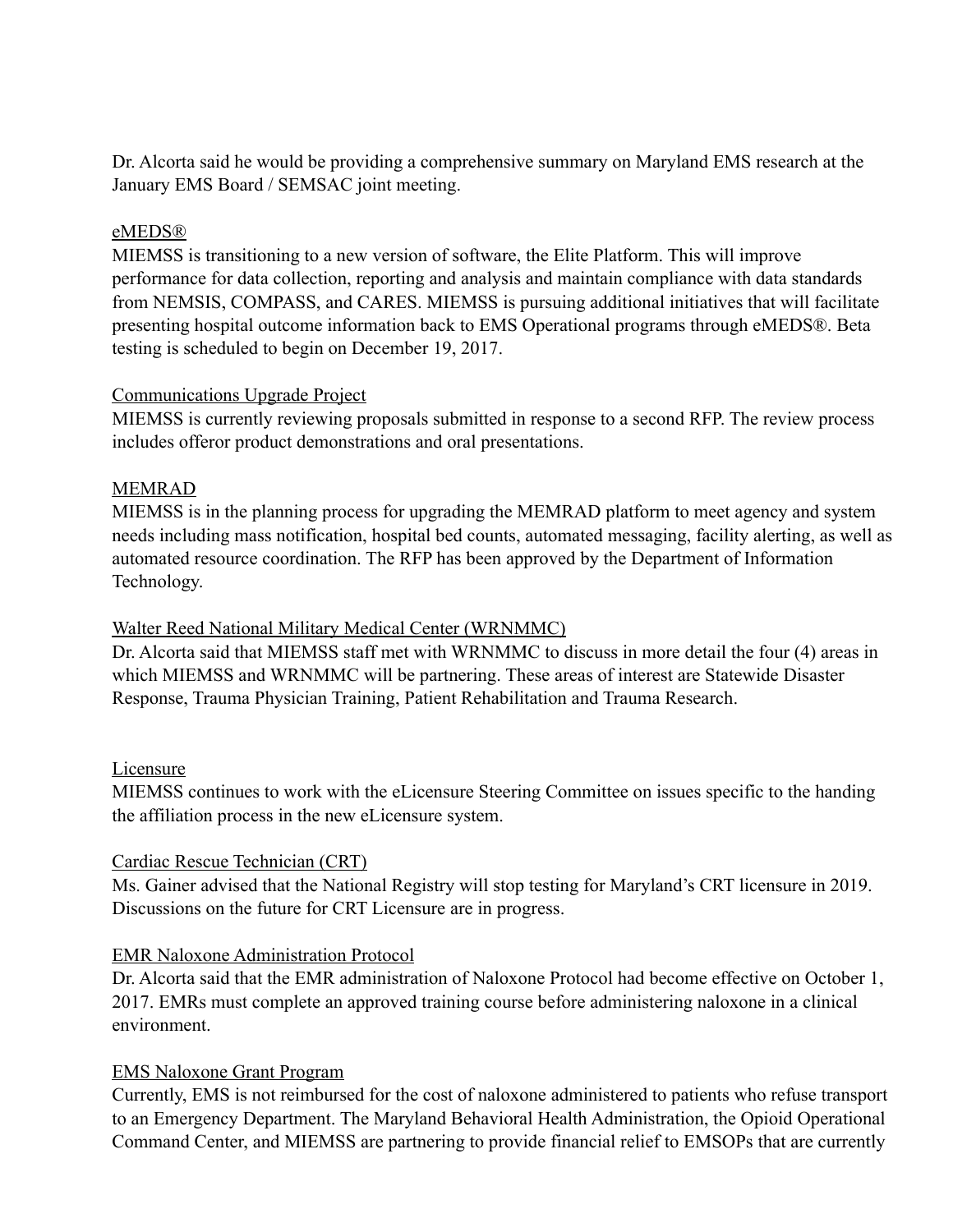Dr. Alcorta said he would be providing a comprehensive summary on Maryland EMS research at the January EMS Board / SEMSAC joint meeting.

<u>eMEDS®</u>
MIEMSS is transitioning to a new version of software, the Elite Platform. This will improve performance for data collection, reporting and analysis and maintain compliance with data standards from NEMSIS, COMPASS, and CARES. MIEMSS is pursuing additional initiatives that will facilitate presenting hospital outcome information back to EMS Operational programs through eMEDS®. Beta testing is scheduled to begin on December 19, 2017.

<u>Communications Upgrade Project</u>
MIEMSS is currently reviewing proposals submitted in response to a second RFP. The review process includes offeror product demonstrations and oral presentations.

<u>MEMRAD</u>
MIEMSS is in the planning process for upgrading the MEMRAD platform to meet agency and system needs including mass notification, hospital bed counts, automated messaging, facility alerting, as well as automated resource coordination. The RFP has been approved by the Department of Information Technology.

<u>Walter Reed National Military Medical Center (WRNMMC)</u>
Dr. Alcorta said that MIEMSS staff met with WRNMMC to discuss in more detail the four (4) areas in which MIEMSS and WRNMMC will be partnering. These areas of interest are Statewide Disaster Response, Trauma Physician Training, Patient Rehabilitation and Trauma Research.

<u>Licensure</u>
MIEMSS continues to work with the eLicensure Steering Committee on issues specific to the handing the affiliation process in the new eLicensure system.

<u>Cardiac Rescue Technician (CRT)</u>
Ms. Gainer advised that the National Registry will stop testing for Maryland's CRT licensure in 2019. Discussions on the future for CRT Licensure are in progress.

<u>EMR Naloxone Administration Protocol</u>
Dr. Alcorta said that the EMR administration of Naloxone Protocol had become effective on October 1, 2017. EMRs must complete an approved training course before administering naloxone in a clinical environment.

<u>EMS Naloxone Grant Program</u>
Currently, EMS is not reimbursed for the cost of naloxone administered to patients who refuse transport to an Emergency Department. The Maryland Behavioral Health Administration, the Opioid Operational Command Center, and MIEMSS are partnering to provide financial relief to EMSOPs that are currently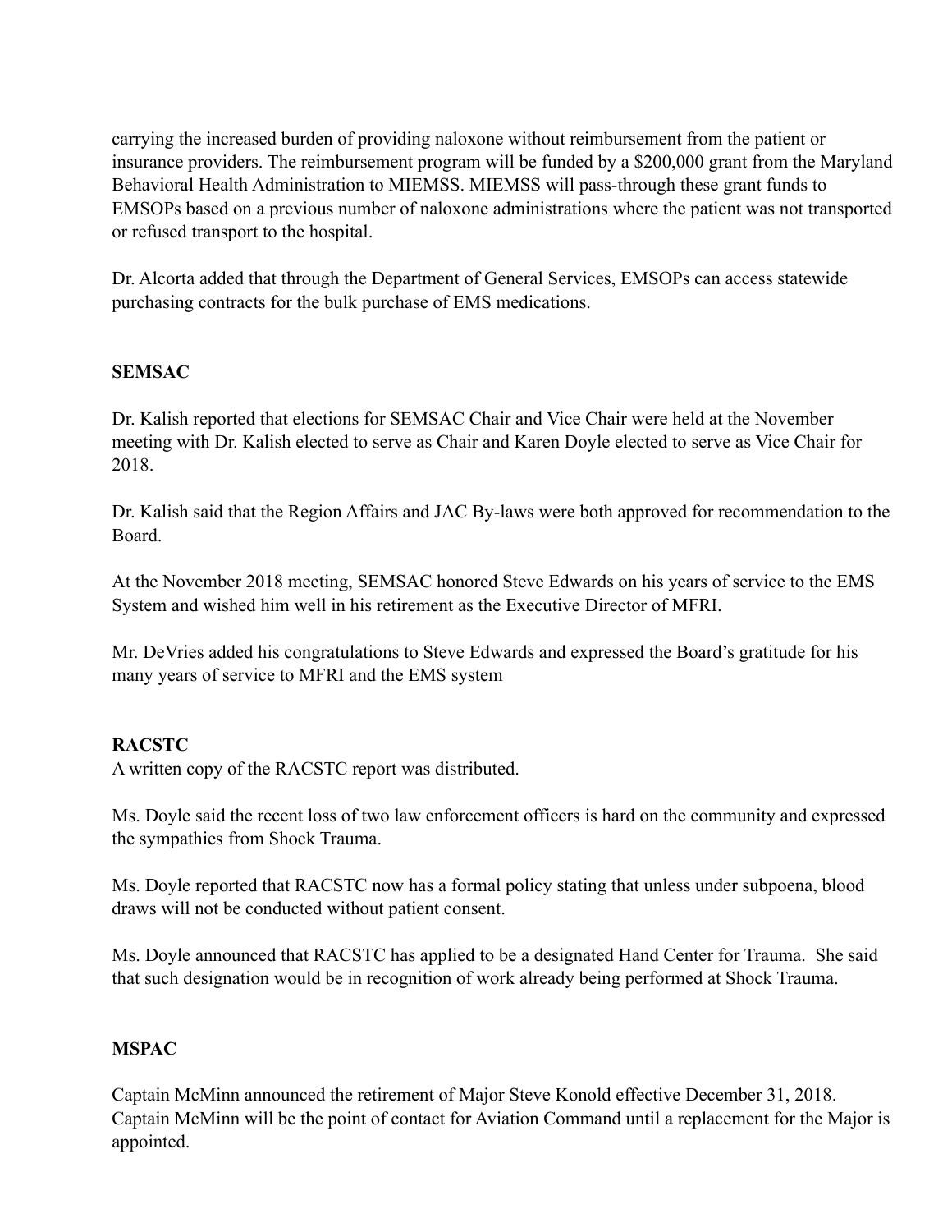carrying the increased burden of providing naloxone without reimbursement from the patient or insurance providers. The reimbursement program will be funded by a $200,000 grant from the Maryland Behavioral Health Administration to MIEMSS. MIEMSS will pass-through these grant funds to EMSOPs based on a previous number of naloxone administrations where the patient was not transported or refused transport to the hospital.

Dr. Alcorta added that through the Department of General Services, EMSOPs can access statewide purchasing contracts for the bulk purchase of EMS medications.

**SEMSAC**

Dr. Kalish reported that elections for SEMSAC Chair and Vice Chair were held at the November meeting with Dr. Kalish elected to serve as Chair and Karen Doyle elected to serve as Vice Chair for 2018.

Dr. Kalish said that the Region Affairs and JAC By-laws were both approved for recommendation to the Board.

At the November 2018 meeting, SEMSAC honored Steve Edwards on his years of service to the EMS System and wished him well in his retirement as the Executive Director of MFRI.

Mr. DeVries added his congratulations to Steve Edwards and expressed the Board's gratitude for his many years of service to MFRI and the EMS system

**RACSTC**

A written copy of the RACSTC report was distributed.

Ms. Doyle said the recent loss of two law enforcement officers is hard on the community and expressed the sympathies from Shock Trauma.

Ms. Doyle reported that RACSTC now has a formal policy stating that unless under subpoena, blood draws will not be conducted without patient consent.

Ms. Doyle announced that RACSTC has applied to be a designated Hand Center for Trauma. She said that such designation would be in recognition of work already being performed at Shock Trauma.

**MSPAC**

Captain McMinn announced the retirement of Major Steve Konold effective December 31, 2018. Captain McMinn will be the point of contact for Aviation Command until a replacement for the Major is appointed.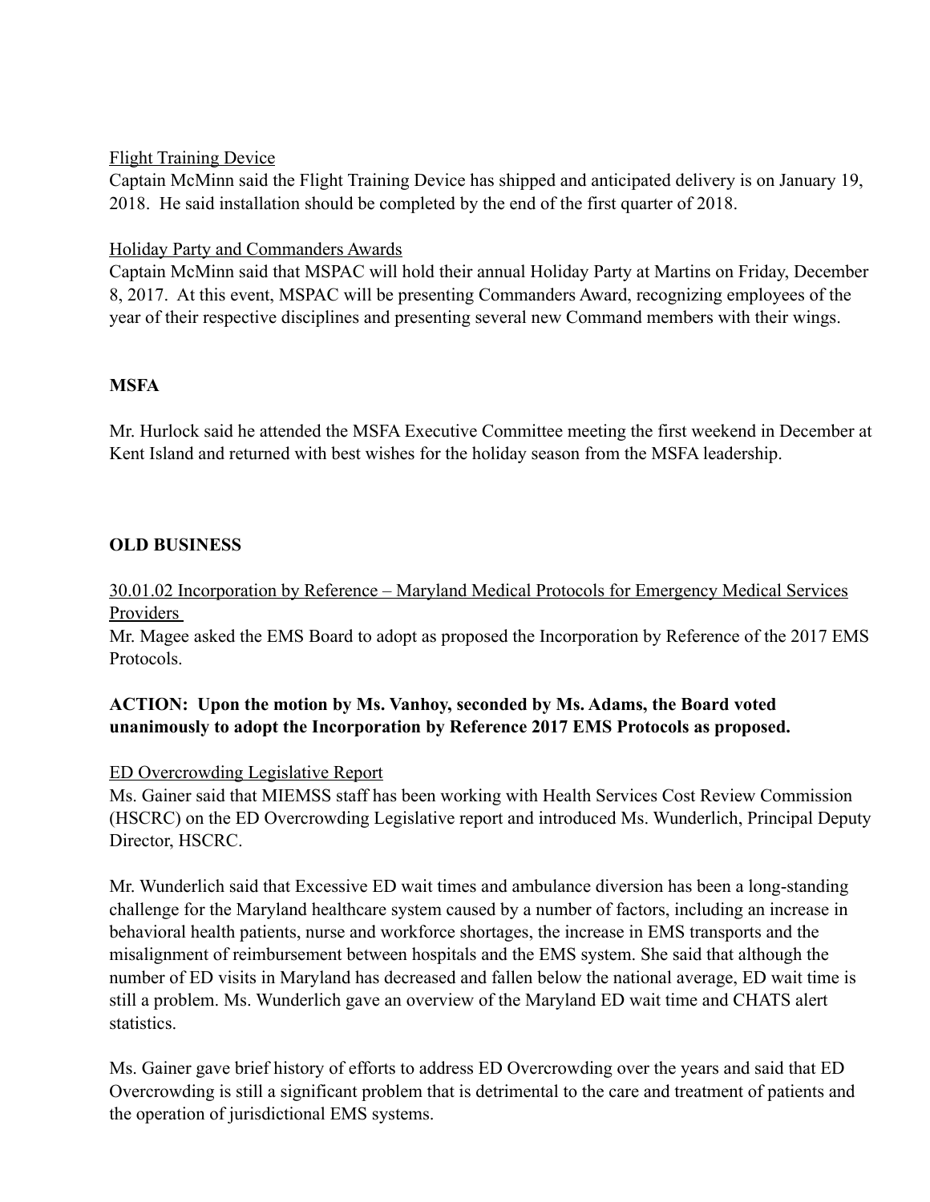Flight Training Device

Captain McMinn said the Flight Training Device has shipped and anticipated delivery is on January 19, 2018. He said installation should be completed by the end of the first quarter of 2018.

Holiday Party and Commanders Awards

Captain McMinn said that MSPAC will hold their annual Holiday Party at Martins on Friday, December 8, 2017. At this event, MSPAC will be presenting Commanders Award, recognizing employees of the year of their respective disciplines and presenting several new Command members with their wings.

**MSFA**

Mr. Hurlock said he attended the MSFA Executive Committee meeting the first weekend in December at Kent Island and returned with best wishes for the holiday season from the MSFA leadership.

**OLD BUSINESS**

30.01.02 Incorporation by Reference – Maryland Medical Protocols for Emergency Medical Services Providers

Mr. Magee asked the EMS Board to adopt as proposed the Incorporation by Reference of the 2017 EMS Protocols.

**ACTION: Upon the motion by Ms. Vanhoy, seconded by Ms. Adams, the Board voted unanimously to adopt the Incorporation by Reference 2017 EMS Protocols as proposed.**

ED Overcrowding Legislative Report

Ms. Gainer said that MIEMSS staff has been working with Health Services Cost Review Commission (HSCRC) on the ED Overcrowding Legislative report and introduced Ms. Wunderlich, Principal Deputy Director, HSCRC.

Mr. Wunderlich said that Excessive ED wait times and ambulance diversion has been a long-standing challenge for the Maryland healthcare system caused by a number of factors, including an increase in behavioral health patients, nurse and workforce shortages, the increase in EMS transports and the misalignment of reimbursement between hospitals and the EMS system. She said that although the number of ED visits in Maryland has decreased and fallen below the national average, ED wait time is still a problem. Ms. Wunderlich gave an overview of the Maryland ED wait time and CHATS alert statistics.

Ms. Gainer gave brief history of efforts to address ED Overcrowding over the years and said that ED Overcrowding is still a significant problem that is detrimental to the care and treatment of patients and the operation of jurisdictional EMS systems.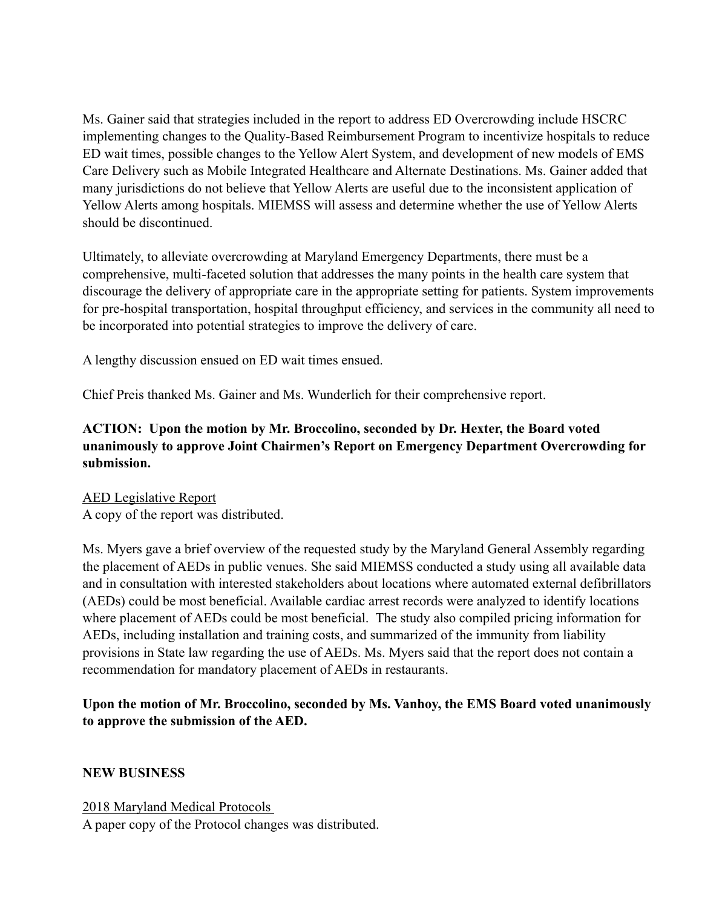Ms. Gainer said that strategies included in the report to address ED Overcrowding include HSCRC implementing changes to the Quality-Based Reimbursement Program to incentivize hospitals to reduce ED wait times, possible changes to the Yellow Alert System, and development of new models of EMS Care Delivery such as Mobile Integrated Healthcare and Alternate Destinations. Ms. Gainer added that many jurisdictions do not believe that Yellow Alerts are useful due to the inconsistent application of Yellow Alerts among hospitals. MIEMSS will assess and determine whether the use of Yellow Alerts should be discontinued.

Ultimately, to alleviate overcrowding at Maryland Emergency Departments, there must be a comprehensive, multi-faceted solution that addresses the many points in the health care system that discourage the delivery of appropriate care in the appropriate setting for patients. System improvements for pre-hospital transportation, hospital throughput efficiency, and services in the community all need to be incorporated into potential strategies to improve the delivery of care.

A lengthy discussion ensued on ED wait times ensued.

Chief Preis thanked Ms. Gainer and Ms. Wunderlich for their comprehensive report.

**ACTION: Upon the motion by Mr. Broccolino, seconded by Dr. Hexter, the Board voted unanimously to approve Joint Chairmen's Report on Emergency Department Overcrowding for submission.**

<u>AED Legislative Report</u>
A copy of the report was distributed.

Ms. Myers gave a brief overview of the requested study by the Maryland General Assembly regarding the placement of AEDs in public venues. She said MIEMSS conducted a study using all available data and in consultation with interested stakeholders about locations where automated external defibrillators (AEDs) could be most beneficial. Available cardiac arrest records were analyzed to identify locations where placement of AEDs could be most beneficial. The study also compiled pricing information for AEDs, including installation and training costs, and summarized of the immunity from liability provisions in State law regarding the use of AEDs. Ms. Myers said that the report does not contain a recommendation for mandatory placement of AEDs in restaurants.

**Upon the motion of Mr. Broccolino, seconded by Ms. Vanhoy, the EMS Board voted unanimously to approve the submission of the AED.**

**NEW BUSINESS**

<u>2018 Maryland Medical Protocols</u>
A paper copy of the Protocol changes was distributed.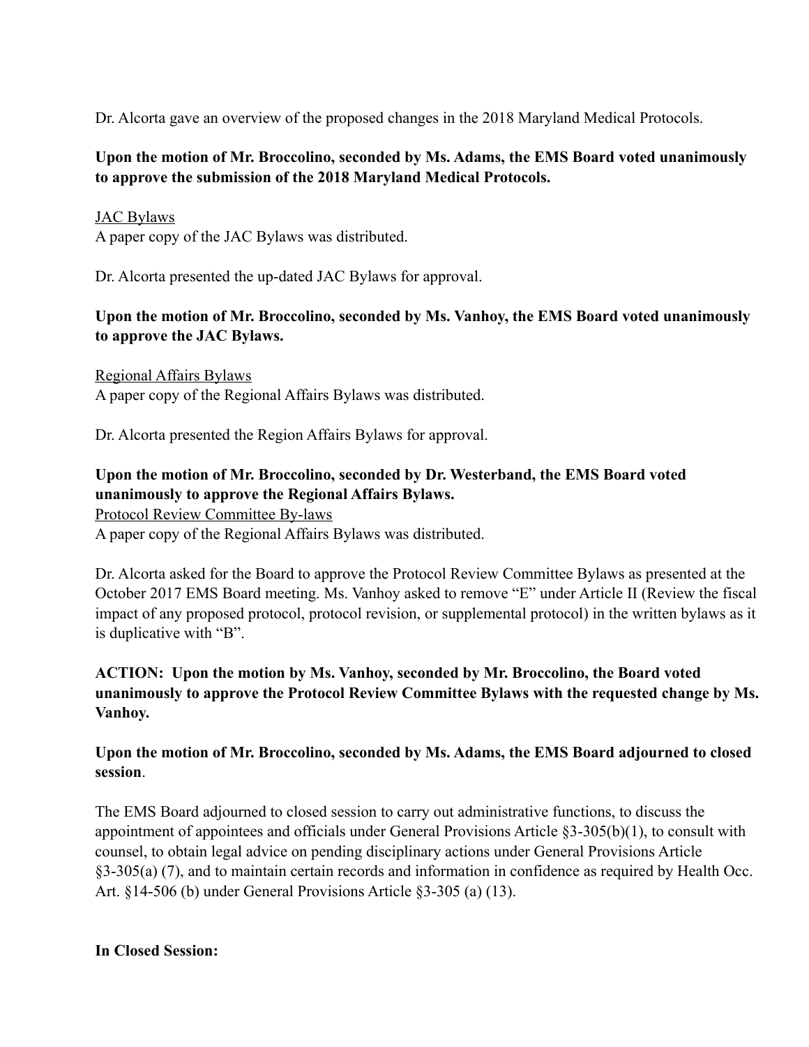Dr. Alcorta gave an overview of the proposed changes in the 2018 Maryland Medical Protocols.

**Upon the motion of Mr. Broccolino, seconded by Ms. Adams, the EMS Board voted unanimously to approve the submission of the 2018 Maryland Medical Protocols.**

<u>JAC Bylaws</u>
A paper copy of the JAC Bylaws was distributed.

Dr. Alcorta presented the up-dated JAC Bylaws for approval.

**Upon the motion of Mr. Broccolino, seconded by Ms. Vanhoy, the EMS Board voted unanimously to approve the JAC Bylaws.**

<u>Regional Affairs Bylaws</u>
A paper copy of the Regional Affairs Bylaws was distributed.

Dr. Alcorta presented the Region Affairs Bylaws for approval.

**Upon the motion of Mr. Broccolino, seconded by Dr. Westerband, the EMS Board voted unanimously to approve the Regional Affairs Bylaws.**

<u>Protocol Review Committee By-laws</u>
A paper copy of the Regional Affairs Bylaws was distributed.

Dr. Alcorta asked for the Board to approve the Protocol Review Committee Bylaws as presented at the October 2017 EMS Board meeting. Ms. Vanhoy asked to remove "E" under Article II (Review the fiscal impact of any proposed protocol, protocol revision, or supplemental protocol) in the written bylaws as it is duplicative with "B".

**ACTION: Upon the motion by Ms. Vanhoy, seconded by Mr. Broccolino, the Board voted unanimously to approve the Protocol Review Committee Bylaws with the requested change by Ms. Vanhoy.**

**Upon the motion of Mr. Broccolino, seconded by Ms. Adams, the EMS Board adjourned to closed session**.

The EMS Board adjourned to closed session to carry out administrative functions, to discuss the appointment of appointees and officials under General Provisions Article §3-305(b)(1), to consult with counsel, to obtain legal advice on pending disciplinary actions under General Provisions Article §3-305(a) (7), and to maintain certain records and information in confidence as required by Health Occ. Art. §14-506 (b) under General Provisions Article §3-305 (a) (13).

**In Closed Session:**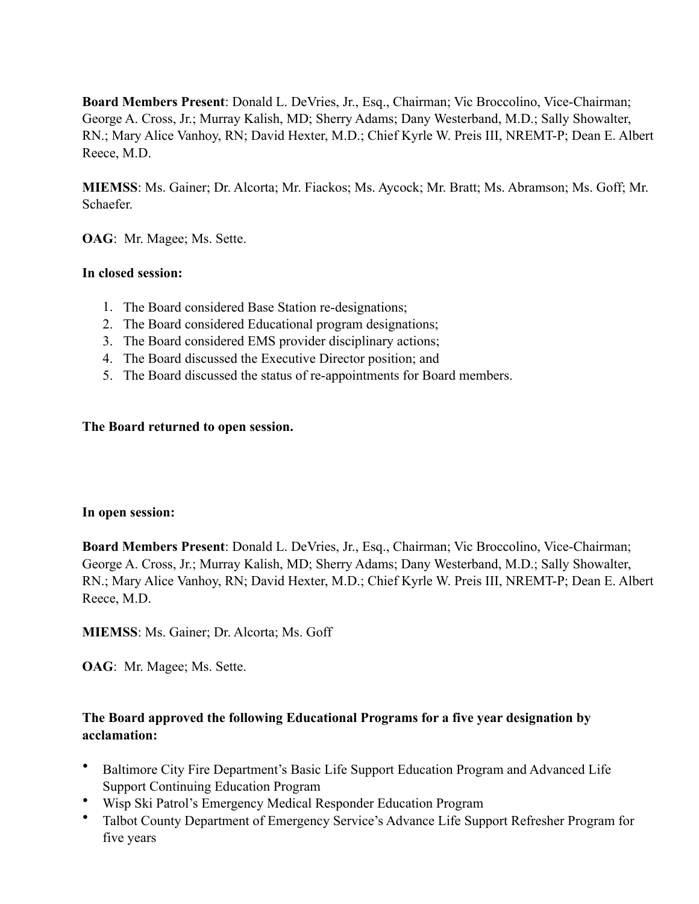**Board Members Present**: Donald L. DeVries, Jr., Esq., Chairman; Vic Broccolino, Vice-Chairman; George A. Cross, Jr.; Murray Kalish, MD; Sherry Adams; Dany Westerband, M.D.; Sally Showalter, RN.; Mary Alice Vanhoy, RN; David Hexter, M.D.; Chief Kyrle W. Preis III, NREMT-P; Dean E. Albert Reece, M.D.

**MIEMSS**: Ms. Gainer; Dr. Alcorta; Mr. Fiackos; Ms. Aycock; Mr. Bratt; Ms. Abramson; Ms. Goff; Mr. Schaefer.

**OAG**: Mr. Magee; Ms. Sette.

**In closed session:**

1. The Board considered Base Station re-designations;
2. The Board considered Educational program designations;
3. The Board considered EMS provider disciplinary actions;
4. The Board discussed the Executive Director position; and
5. The Board discussed the status of re-appointments for Board members.

**The Board returned to open session.**

**In open session:**

**Board Members Present**: Donald L. DeVries, Jr., Esq., Chairman; Vic Broccolino, Vice-Chairman; George A. Cross, Jr.; Murray Kalish, MD; Sherry Adams; Dany Westerband, M.D.; Sally Showalter, RN.; Mary Alice Vanhoy, RN; David Hexter, M.D.; Chief Kyrle W. Preis III, NREMT-P; Dean E. Albert Reece, M.D.

**MIEMSS**: Ms. Gainer; Dr. Alcorta; Ms. Goff

**OAG**: Mr. Magee; Ms. Sette.

**The Board approved the following Educational Programs for a five year designation by acclamation:**

- Baltimore City Fire Department's Basic Life Support Education Program and Advanced Life Support Continuing Education Program
- Wisp Ski Patrol's Emergency Medical Responder Education Program
- Talbot County Department of Emergency Service's Advance Life Support Refresher Program for five years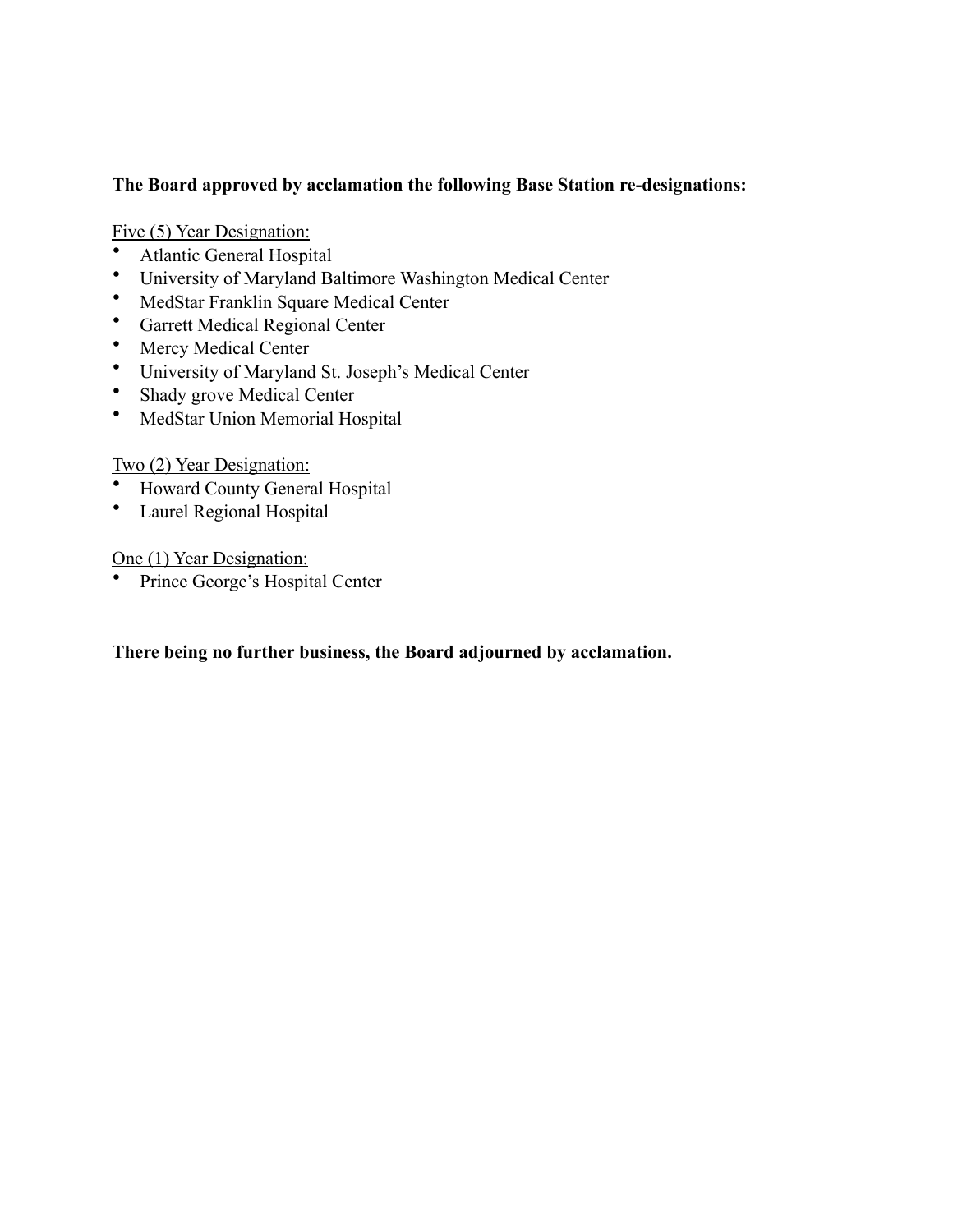**The Board approved by acclamation the following Base Station re-designations:**

<u>Five (5) Year Designation:</u>

- Atlantic General Hospital
- University of Maryland Baltimore Washington Medical Center
- MedStar Franklin Square Medical Center
- Garrett Medical Regional Center
- Mercy Medical Center
- University of Maryland St. Joseph's Medical Center
- Shady grove Medical Center
- MedStar Union Memorial Hospital

<u>Two (2) Year Designation:</u>

- Howard County General Hospital
- Laurel Regional Hospital

<u>One (1) Year Designation:</u>

- Prince George's Hospital Center

**There being no further business, the Board adjourned by acclamation.**